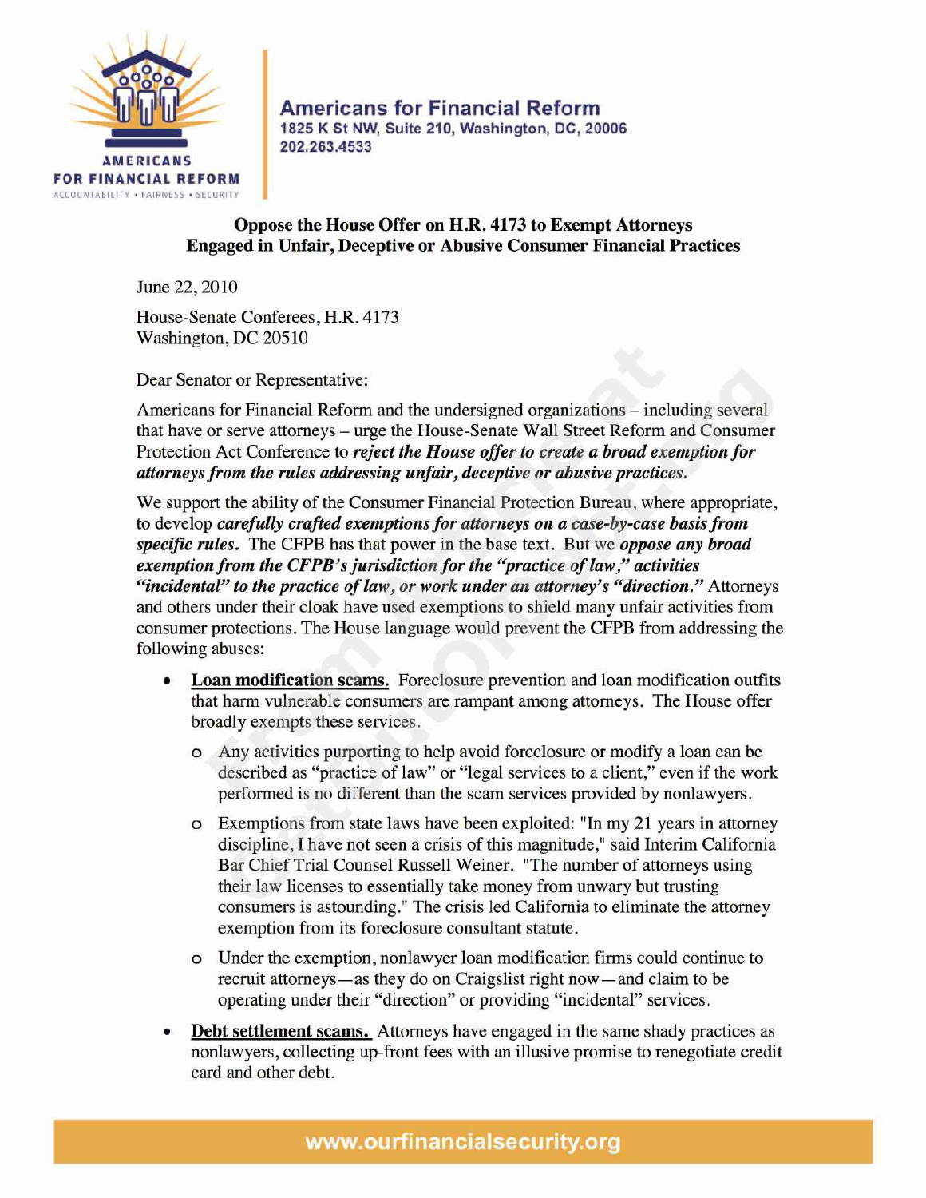**Americans for Financial Reform**
1825 K St NW, Suite 210, Washington, DC, 20006
202.263.4533

## Oppose the House Offer on H.R. 4173 to Exempt Attorneys Engaged in Unfair, Deceptive or Abusive Consumer Financial Practices

June 22, 2010

House-Senate Conferees, H.R. 4173
Washington, DC 20510

Dear Senator or Representative:

Americans for Financial Reform and the undersigned organizations – including several that have or serve attorneys – urge the House-Senate Wall Street Reform and Consumer Protection Act Conference to ***reject the House offer to create a broad exemption for attorneys from the rules addressing unfair, deceptive or abusive practices.***

We support the ability of the Consumer Financial Protection Bureau, where appropriate, to develop ***carefully crafted exemptions for attorneys on a case-by-case basis from specific rules.*** The CFPB has that power in the base text. But we ***oppose any broad exemption from the CFPB's jurisdiction for the "practice of law," activities "incidental" to the practice of law, or work under an attorney's "direction."*** Attorneys and others under their cloak have used exemptions to shield many unfair activities from consumer protections. The House language would prevent the CFPB from addressing the following abuses:

- **Loan modification scams.** Foreclosure prevention and loan modification outfits that harm vulnerable consumers are rampant among attorneys. The House offer broadly exempts these services.
  - Any activities purporting to help avoid foreclosure or modify a loan can be described as "practice of law" or "legal services to a client," even if the work performed is no different than the scam services provided by nonlawyers.
  - Exemptions from state laws have been exploited: "In my 21 years in attorney discipline, I have not seen a crisis of this magnitude," said Interim California Bar Chief Trial Counsel Russell Weiner. "The number of attorneys using their law licenses to essentially take money from unwary but trusting consumers is astounding." The crisis led California to eliminate the attorney exemption from its foreclosure consultant statute.
  - Under the exemption, nonlawyer loan modification firms could continue to recruit attorneys—as they do on Craigslist right now—and claim to be operating under their "direction" or providing "incidental" services.
- **Debt settlement scams.** Attorneys have engaged in the same shady practices as nonlawyers, collecting up-front fees with an illusive promise to renegotiate credit card and other debt.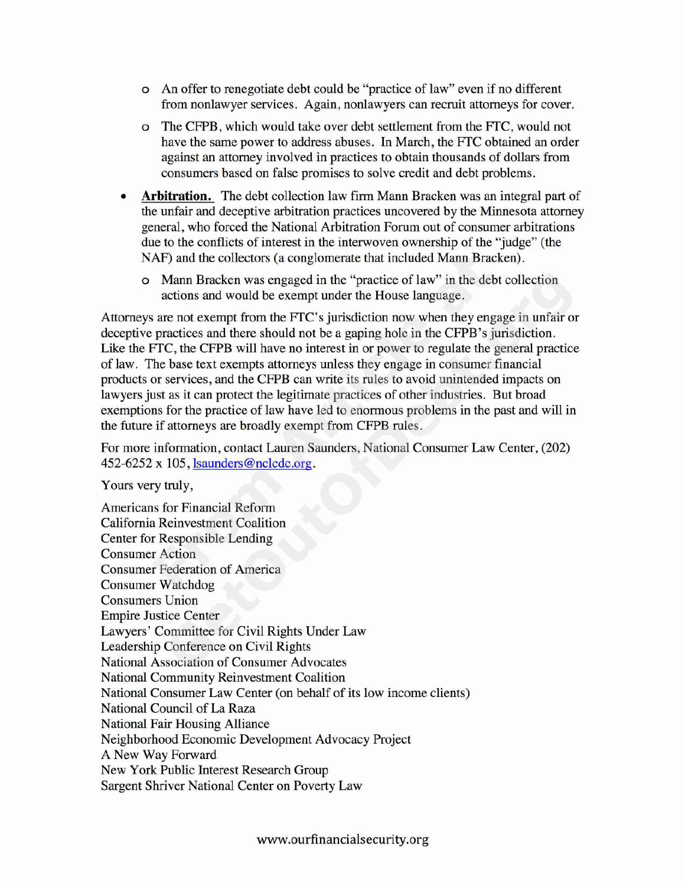- An offer to renegotiate debt could be "practice of law" even if no different from nonlawyer services. Again, nonlawyers can recruit attorneys for cover.
  - The CFPB, which would take over debt settlement from the FTC, would not have the same power to address abuses. In March, the FTC obtained an order against an attorney involved in practices to obtain thousands of dollars from consumers based on false promises to solve credit and debt problems.
- **Arbitration.** The debt collection law firm Mann Bracken was an integral part of the unfair and deceptive arbitration practices uncovered by the Minnesota attorney general, who forced the National Arbitration Forum out of consumer arbitrations due to the conflicts of interest in the interwoven ownership of the "judge" (the NAF) and the collectors (a conglomerate that included Mann Bracken).
  - Mann Bracken was engaged in the "practice of law" in the debt collection actions and would be exempt under the House language.

Attorneys are not exempt from the FTC's jurisdiction now when they engage in unfair or deceptive practices and there should not be a gaping hole in the CFPB's jurisdiction. Like the FTC, the CFPB will have no interest in or power to regulate the general practice of law. The base text exempts attorneys unless they engage in consumer financial products or services, and the CFPB can write its rules to avoid unintended impacts on lawyers just as it can protect the legitimate practices of other industries. But broad exemptions for the practice of law have led to enormous problems in the past and will in the future if attorneys are broadly exempt from CFPB rules.

For more information, contact Lauren Saunders, National Consumer Law Center, (202) 452-6252 x 105, lsaunders@nclcdc.org.

Yours very truly,

Americans for Financial Reform
California Reinvestment Coalition
Center for Responsible Lending
Consumer Action
Consumer Federation of America
Consumer Watchdog
Consumers Union
Empire Justice Center
Lawyers' Committee for Civil Rights Under Law
Leadership Conference on Civil Rights
National Association of Consumer Advocates
National Community Reinvestment Coalition
National Consumer Law Center (on behalf of its low income clients)
National Council of La Raza
National Fair Housing Alliance
Neighborhood Economic Development Advocacy Project
A New Way Forward
New York Public Interest Research Group
Sargent Shriver National Center on Poverty Law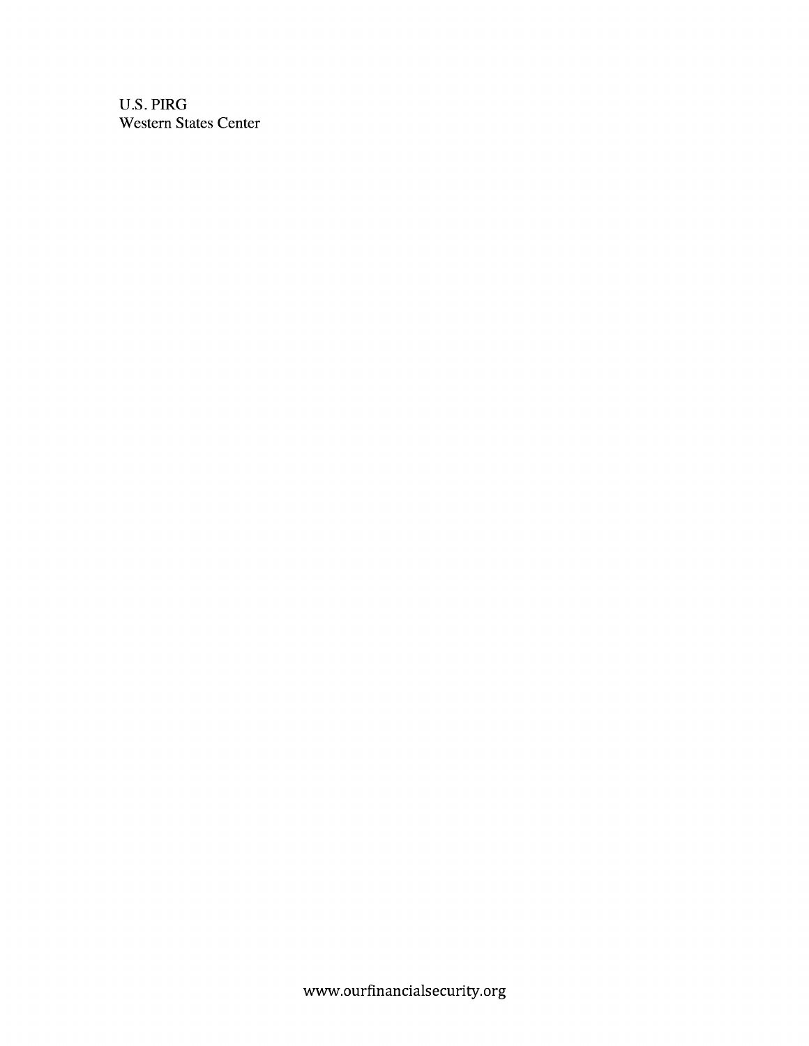U.S. PIRG
Western States Center

www.ourfinancialsecurity.org